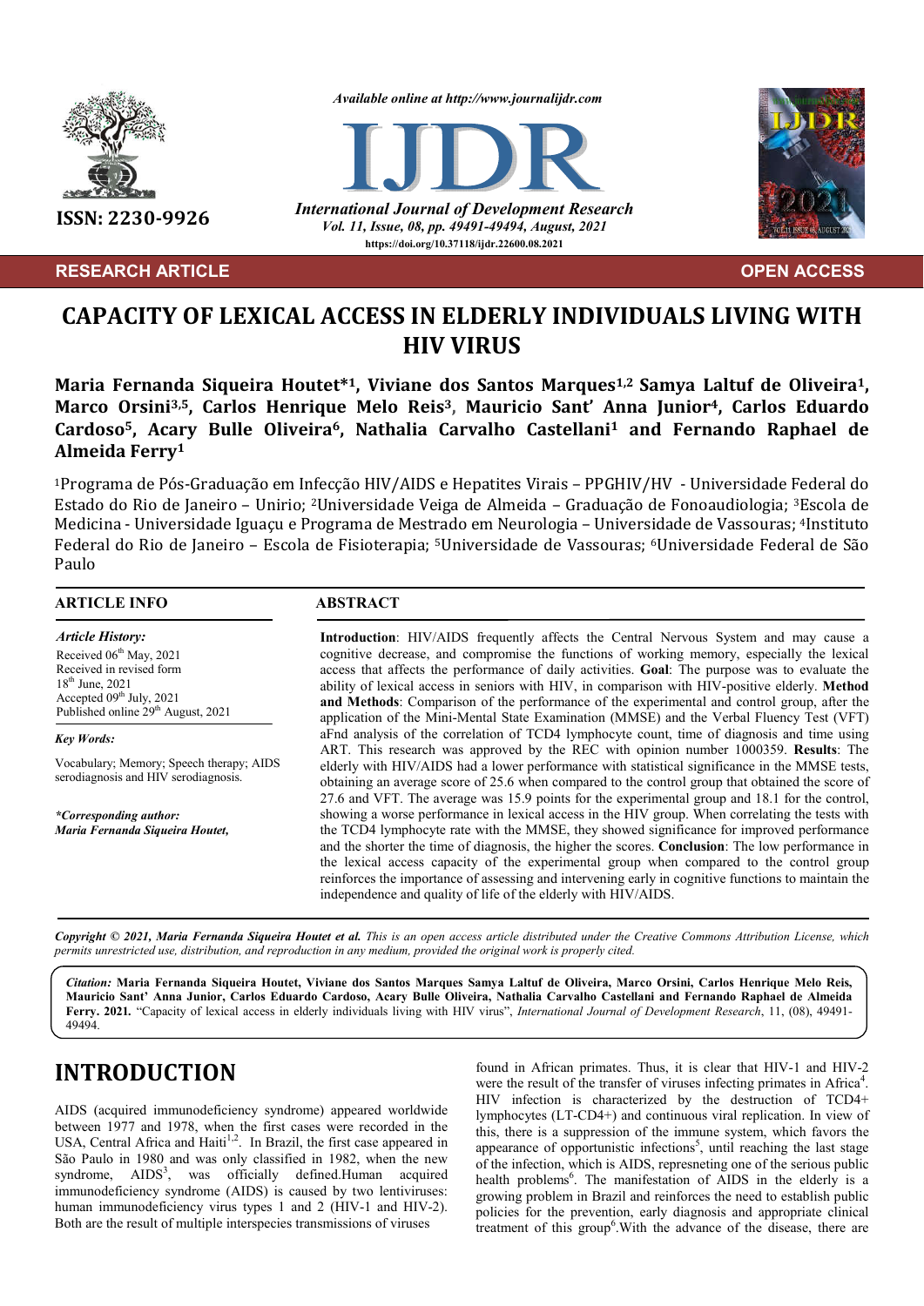ISSN: 2230-9926

Available online at http://www.journalijdr.com

**IJDR**

*International Journal of Development Research*
*Vol. 11, Issue, 08, pp. 49491-49494, August, 2021*
https://doi.org/10.37118/ijdr.22600.08.2021

**RESEARCH ARTICLE** **OPEN ACCESS**

# CAPACITY OF LEXICAL ACCESS IN ELDERLY INDIVIDUALS LIVING WITH HIV VIRUS

**Maria Fernanda Siqueira Houtet*[1], Viviane dos Santos Marques[1,2] Samya Laltuf de Oliveira[1], Marco Orsini[3,5], Carlos Henrique Melo Reis[3], Mauricio Sant' Anna Junior[4], Carlos Eduardo Cardoso[5], Acary Bulle Oliveira[6], Nathalia Carvalho Castellani[1] and Fernando Raphael de Almeida Ferry[1]**

[1]Programa de Pós-Graduação em Infecção HIV/AIDS e Hepatites Virais – PPGHIV/HV - Universidade Federal do Estado do Rio de Janeiro – Unirio; [2]Universidade Veiga de Almeida – Graduação de Fonoaudiologia; [3]Escola de Medicina - Universidade Iguaçu e Programa de Mestrado em Neurologia – Universidade de Vassouras; [4]Instituto Federal do Rio de Janeiro – Escola de Fisioterapia; [5]Universidade de Vassouras; [6]Universidade Federal de São Paulo

## ARTICLE INFO

*Article History:*
Received 06th May, 2021
Received in revised form
18th June, 2021
Accepted 09th July, 2021
Published online 29th August, 2021

*Key Words:*

Vocabulary; Memory; Speech therapy; AIDS serodiagnosis and HIV serodiagnosis.

***Corresponding author:***
***Maria Fernanda Siqueira Houtet,***

## ABSTRACT

**Introduction**: HIV/AIDS frequently affects the Central Nervous System and may cause a cognitive decrease, and compromise the functions of working memory, especially the lexical access that affects the performance of daily activities. **Goal**: The purpose was to evaluate the ability of lexical access in seniors with HIV, in comparison with HIV-positive elderly. **Method and Methods**: Comparison of the performance of the experimental and control group, after the application of the Mini-Mental State Examination (MMSE) and the Verbal Fluency Test (VFT) aFnd analysis of the correlation of TCD4 lymphocyte count, time of diagnosis and time using ART. This research was approved by the REC with opinion number 1000359. **Results**: The elderly with HIV/AIDS had a lower performance with statistical significance in the MMSE tests, obtaining an average score of 25.6 when compared to the control group that obtained the score of 27.6 and VFT. The average was 15.9 points for the experimental group and 18.1 for the control, showing a worse performance in lexical access in the HIV group. When correlating the tests with the TCD4 lymphocyte rate with the MMSE, they showed significance for improved performance and the shorter the time of diagnosis, the higher the scores. **Conclusion**: The low performance in the lexical access capacity of the experimental group when compared to the control group reinforces the importance of assessing and intervening early in cognitive functions to maintain the independence and quality of life of the elderly with HIV/AIDS.

*Copyright © 2021, Maria Fernanda Siqueira Houtet et al. This is an open access article distributed under the Creative Commons Attribution License, which permits unrestricted use, distribution, and reproduction in any medium, provided the original work is properly cited.*

***Citation:*** **Maria Fernanda Siqueira Houtet, Viviane dos Santos Marques Samya Laltuf de Oliveira, Marco Orsini, Carlos Henrique Melo Reis, Mauricio Sant' Anna Junior, Carlos Eduardo Cardoso, Acary Bulle Oliveira, Nathalia Carvalho Castellani and Fernando Raphael de Almeida Ferry. 2021.** "Capacity of lexical access in elderly individuals living with HIV virus", *International Journal of Development Research*, 11, (08), 49491-49494.

# INTRODUCTION

AIDS (acquired immunodeficiency syndrome) appeared worldwide between 1977 and 1978, when the first cases were recorded in the USA, Central Africa and Haiti[1,2]. In Brazil, the first case appeared in São Paulo in 1980 and was only classified in 1982, when the new syndrome, AIDS[3], was officially defined.Human acquired immunodeficiency syndrome (AIDS) is caused by two lentiviruses: human immunodeficiency virus types 1 and 2 (HIV-1 and HIV-2). Both are the result of multiple interspecies transmissions of viruses found in African primates. Thus, it is clear that HIV-1 and HIV-2 were the result of the transfer of viruses infecting primates in Africa[4]. HIV infection is characterized by the destruction of TCD4+ lymphocytes (LT-CD4+) and continuous viral replication. In view of this, there is a suppression of the immune system, which favors the appearance of opportunistic infections[5], until reaching the last stage of the infection, which is AIDS, represneting one of the serious public health problems[6]. The manifestation of AIDS in the elderly is a growing problem in Brazil and reinforces the importance to establish public policies for the prevention, early diagnosis and appropriate clinical treatment of this group[6].With the advance of the disease, there are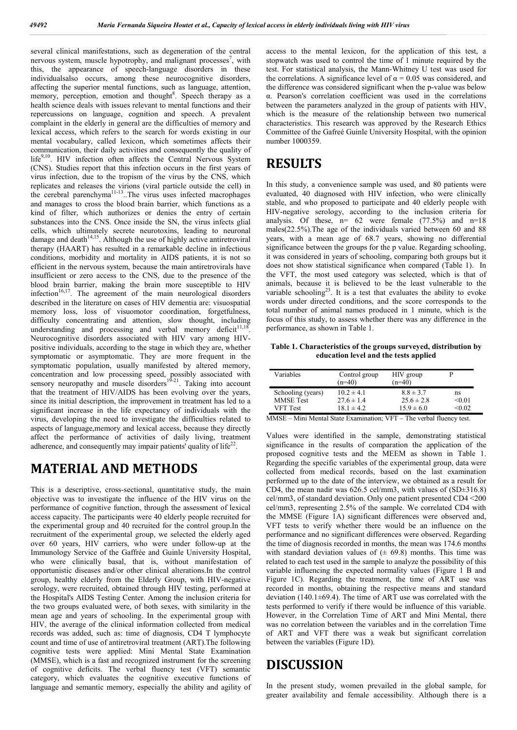several clinical manifestations, such as degeneration of the central nervous system, muscle hypotrophy, and malignant processes[7], with this, the appearance of speech-language disorders in these individualsalso occurs, among these neurocognitive disorders, affecting the superior mental functions, such as language, attention, memory, perception, emotion and thought[8]. Speech therapy as a health science deals with issues relevant to mental functions and their repercussions on language, cognition and speech. A prevalent complaint in the elderly in general are the difficulties of memory and lexical access, which refers to the search for words existing in our mental vocabulary, called lexicon, which sometimes affects their communication, their daily activities and consequently the quality of life[9,10]. HIV infection often affects the Central Nervous System (CNS). Studies report that this infection occurs in the first years of virus infection, due to the tropism of the virus by the CNS, which replicates and releases the virions (viral particle outside the cell) in the cerebral parenchyma[11-13]..The virus uses infected macrophages and manages to cross the blood brain barrier, which functions as a kind of filter, which authorizes or denies the entry of certain substances into the CNS. Once inside the SN, the virus infects glial cells, which ultimately secrete neurotoxins, leading to neuronal damage and death[14,15]. Although the use of highly active antiretroviral therapy (HAART) has resulted in a remarkable decline in infectious conditions, morbidity and mortality in AIDS patients, it is not so efficient in the nervous system, because the main antiretrovirals have insufficient or zero access to the CNS, due to the presence of the blood brain barrier, making the brain more susceptible to HIV infection[16,17]. The agreement of the main neurological disorders described in the literature on cases of HIV dementia are: visuospatial memory loss, loss of visuomotor coordination, forgetfulness, difficulty concentrating and attention, slow thought, including understanding and processing and verbal memory deficit[11,18]. Neurocognitive disorders associated with HIV vary among HIV-positive individuals, according to the stage in which they are, whether symptomatic or asymptomatic. They are more frequent in the symptomatic population, usually manifested by altered memory, concentration and low processing speed, possibly associated with sensory neuropathy and muscle disorders[19-21]. Taking into account that the treatment of HIV/AIDS has been evolving over the years, since its initial description, the improvement in treatment has led to a significant increase in the life expectancy of individuals with the virus, developing the need to investigate the difficulties related to aspects of language,memory and lexical access, because they directly affect the performance of activities of daily living, treatment adherence, and consequently may impair patients' quality of life[22].

# MATERIAL AND METHODS

This is a descriptive, cross-sectional, quantitative study, the main objective was to investigate the influence of the HIV virus on the performance of cognitive function, through the assessment of lexical access capacity. The participants were 40 elderly people recruited for the experimental group and 40 recruited for the control group.In the recruitment of the experimental group, we selected the elderly aged over 60 years, HIV carriers, who were under follow-up at the Immunology Service of the Gaffrée and Guinle University Hospital, who were clinically basal, that is, without manifestation of opportunistic diseases and/or other clinical alterations.In the control group, healthy elderly from the Elderly Group, with HIV-negative serology, were recruited, obtained through HIV testing, performed at the Hospital's AIDS Testing Center. Among the inclusion criteria for the two groups evaluated were, of both sexes, with similarity in the mean age and years of schooling. In the experimental group with HIV, the average of the clinical information collected from medical records was added, such as: time of diagnosis, CD4 T lymphocyte count and time of use of antiretroviral treatment (ART).The following cognitive tests were applied: Mini Mental State Examination (MMSE), which is a fast and recognized instrument for the screening of cognitive deficits. The verbal fluency test (VFT) semantic category, which evaluates the cognitive executive functions of language and semantic memory, especially the ability and agility of access to the mental lexicon, for the application of this test, a stopwatch was used to control the time of 1 minute required by the test. For statistical analysis, the Mann-Whitney U test was used for the correlations. A significance level of $\alpha = 0.05$ was considered, and the difference was considered significant when the p-value was below $\alpha$. Pearson's correlation coefficient was used in the correlations between the parameters analyzed in the group of patients with HIV, which is the measure of the relationship between two numerical characteristics. This research was approved by the Research Ethics Committee of the Gafreé Guinle University Hospital, with the opinion number 1000359.

# RESULTS

In this study, a convenience sample was used, and 80 patients were evaluated, 40 diagnosed with HIV infection, who were clinically stable, and who proposed to participate and 40 elderly people with HIV-negative serology, according to the inclusion criteria for analysis. Of these, n= 62 were female (77.5%) and n=18 males(22.5%).The age of the individuals varied between 60 and 88 years, with a mean age of 68.7 years, showing no differential significance between the groups for the p value. Regarding schooling, it was considered in years of schooling, comparing both groups but it does not show statistical significance when compared (Table 1). In the VFT, the most used category was selected, which is that of animals, because it is believed to be the least vulnerable to the variable schooling[23]. It is a test that evaluates the ability to evoke words under directed conditions, and the score corresponds to the total number of animal names produced in 1 minute, which is the focus of this study, to assess whether there was any difference in the performance, as shown in Table 1.

**Table 1. Characteristics of the groups surveyed, distribution by education level and the tests applied**

| Variables | Control group (n=40) | HIV group (n=40) | P |
|---|---|---|---|
| Schooling (years) | $10.2 \pm 4.1$ | $8.8 \pm 3.7$ | ns |
| MMSE Test | $27.6 \pm 1.4$ | $25.6 \pm 2.8$ | <0.01 |
| VFT Test | $18.1 \pm 4.2$ | $15.9 \pm 6.0$ | <0.02 |

MMSE – Mini Mental State Examination; VFT – The verbal fluency test.

Values were identified in the sample, demonstrating statistical significance in the results of comparation the application of the proposed cognitive tests and the MEEM as shown in Table 1. Regarding the specific variables of the experimental group, data were collected from medical records, based on the last examination performed up to the date of the interview, we obtained as a result for CD4, the mean nadir was 626.5 cel/mm3, with values of (SD±316.8) cel/mm3, of standard deviation. Only one patient presented CD4 <200 cel/mm3, representing 2.5% of the sample. We correlated CD4 with the MMSE (Figure 1A) significant differences were observed and, VFT tests to verify whether there would be an influence on the performance and no significant differences were observed. Regarding the time of diagnosis recorded in months, the mean was 174.6 months with standard deviation values of (± 69.8) months. This time was related to each test used in the sample to analyze the possibility of this variable influencing the expected normality values (Figure 1 B and Figure 1C). Regarding the treatment, the time of ART use was recorded in months, obtaining the respective means and standard deviation (140.1±69.4). The time of ART use was correlated with the tests performed to verify if there would be influence of this variable. However, in the Correlation Time of ART and Mini Mental, there was no correlation between the variables and in the correlation Time of ART and VFT there was a weak but significant correlation between the variables (Figure 1D).

# DISCUSSION

In the present study, women prevailed in the global sample, for greater availability and female accessibility. Although there is a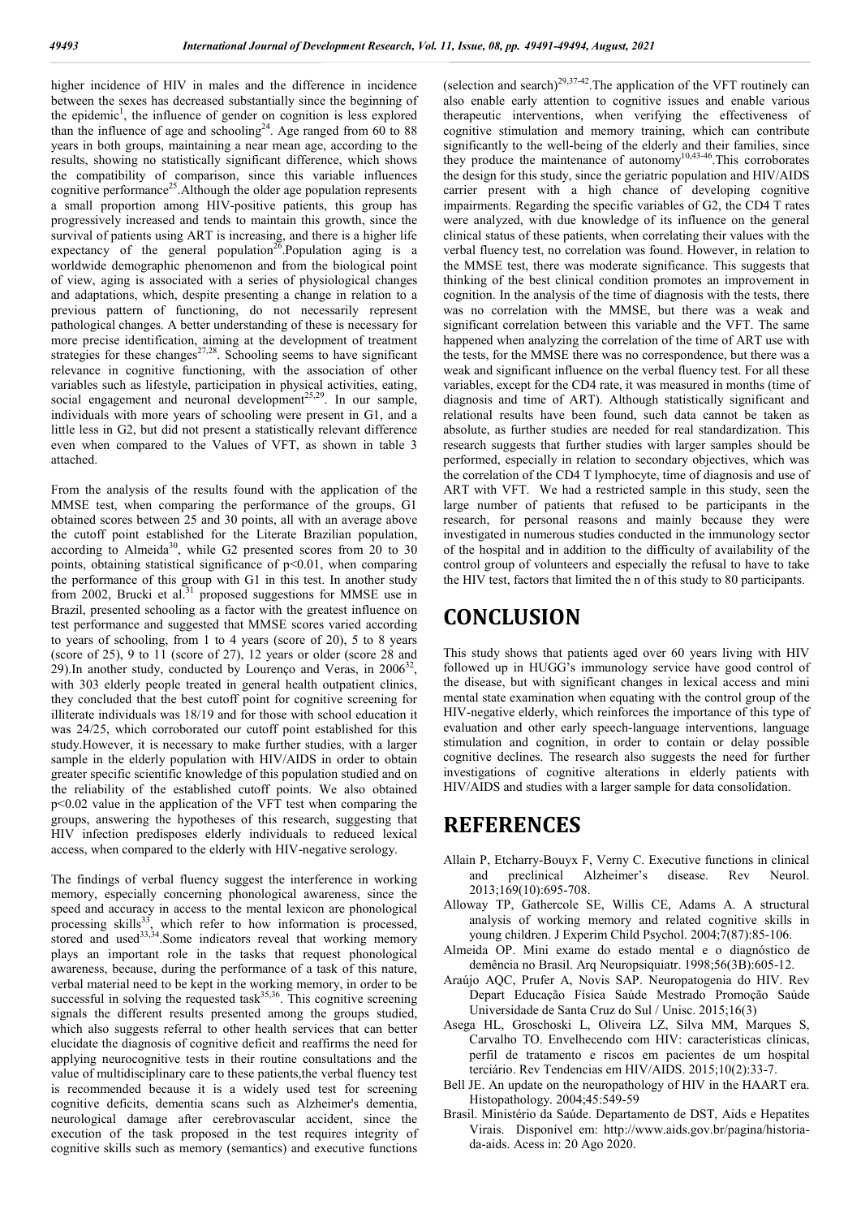higher incidence of HIV in males and the difference in incidence between the sexes has decreased substantially since the beginning of the epidemic[1], the influence of gender on cognition is less explored than the influence of age and schooling[24]. Age ranged from 60 to 88 years in both groups, maintaining a near mean age, according to the results, showing no statistically significant difference, which shows the compatibility of comparison, since this variable influences cognitive performance[25].Although the older age population represents a small proportion among HIV-positive patients, this group has progressively increased and tends to maintain this growth, since the survival of patients using ART is increasing, and there is a higher life expectancy of the general population[26].Population aging is a worldwide demographic phenomenon and from the biological point of view, aging is associated with a series of physiological changes and adaptations, which, despite presenting a change in relation to a previous pattern of functioning, do not necessarily represent pathological changes. A better understanding of these is necessary for more precise identification, aiming at the development of treatment strategies for these changes[27,28]. Schooling seems to have significant relevance in cognitive functioning, with the association of other variables such as lifestyle, participation in physical activities, eating, social engagement and neuronal development[25,29]. In our sample, individuals with more years of schooling were present in G1, and a little less in G2, but did not present a statistically relevant difference even when compared to the Values of VFT, as shown in table 3 attached.

From the analysis of the results found with the application of the MMSE test, when comparing the performance of the groups, G1 obtained scores between 25 and 30 points, all with an average above the cutoff point established for the Literate Brazilian population, according to Almeida[30], while G2 presented scores from 20 to 30 points, obtaining statistical significance of $p<0.01$, when comparing the performance of this group with G1 in this test. In another study from 2002, Brucki et al.[31] proposed suggestions for MMSE use in Brazil, presented schooling as a factor with the greatest influence on test performance and suggested that MMSE scores varied according to years of schooling, from 1 to 4 years (score of 20), 5 to 8 years (score of 25), 9 to 11 (score of 27), 12 years or older (score 28 and 29).In another study, conducted by Lourenço and Veras, in 2006[32], with 303 elderly people treated in general health outpatient clinics, they concluded that the best cutoff point for cognitive screening for illiterate individuals was 18/19 and for those with school education it was 24/25, which corroborated our cutoff point established for this study.However, it is necessary to make further studies, with a larger sample in the elderly population with HIV/AIDS in order to obtain greater specific scientific knowledge of this population studied and on the reliability of the established cutoff points. We also obtained $p<0.02$ value in the application of the VFT test when comparing the groups, answering the hypotheses of this research, suggesting that HIV infection predisposes elderly individuals to reduced lexical access, when compared to the elderly with HIV-negative serology.

The findings of verbal fluency suggest the interference in working memory, especially concerning phonological awareness, since the speed and accuracy in access to the mental lexicon are phonological processing skills[33], which refer to how information is processed, stored and used[33,34].Some indicators reveal that working memory plays an important role in the tasks that request phonological awareness, because, during the performance of a task of this nature, verbal material need to be kept in the working memory, in order to be successful in solving the requested task[35,36]. This cognitive screening signals the different results presented among the groups studied, which also suggests referral to other health services that can better elucidate the diagnosis of cognitive deficit and reaffirms the need for applying neurocognitive tests in their routine consultations and the value of multidisciplinary care to these patients,the verbal fluency test is recommended because it is a widely used test for screening cognitive deficits, dementia scans such as Alzheimer's dementia, neurological damage after cerebrovascular accident, since the execution of the task proposed in the test requires integrity of cognitive skills such as memory (semantics) and executive functions (selection and search)[29,37-42].The application of the VFT routinely can also enable early attention to cognitive issues and enable various therapeutic interventions, when verifying the effectiveness of cognitive stimulation and memory training, which can contribute significantly to the well-being of the elderly and their families, since they produce the maintenance of autonomy[10,43-46].This corroborates the design for this study, since the geriatric population and HIV/AIDS carrier present with a high chance of developing cognitive impairments. Regarding the specific variables of G2, the CD4 T rates were analyzed, with due knowledge of its influence on the general clinical status of these patients, when correlating their values with the verbal fluency test, no correlation was found. However, in relation to the MMSE test, there was moderate significance. This suggests that thinking of the best clinical condition promotes an improvement in cognition. In the analysis of the time of diagnosis with the tests, there was no correlation with the MMSE, but there was a weak and significant correlation between this variable and the VFT. The same happened when analyzing the correlation of the time of ART use with the tests, for the MMSE there was no correspondence, but there was a weak and significant influence on the verbal fluency test. For all these variables, except for the CD4 rate, it was measured in months (time of diagnosis and time of ART). Although statistically significant and relational results have been found, such data cannot be taken as absolute, as further studies are needed for real standardization. This research suggests that further studies with larger samples should be performed, especially in relation to secondary objectives, which was the correlation of the CD4 T lymphocyte, time of diagnosis and use of ART with VFT. We had a restricted sample in this study, seen the large number of patients that refused to be participants in the research, for personal reasons and mainly because they were investigated in numerous studies conducted in the immunology sector of the hospital and in addition to the difficulty of availability of the control group of volunteers and especially the refusal to have to take the HIV test, factors that limited the n of this study to 80 participants.

# CONCLUSION

This study shows that patients aged over 60 years living with HIV followed up in HUGG's immunology service have good control of the disease, but with significant changes in lexical access and mini mental state examination when equating with the control group of the HIV-negative elderly, which reinforces the importance of this type of evaluation and other early speech-language interventions, language stimulation and cognition, in order to contain or delay possible cognitive declines. The research also suggests the need for further investigations of cognitive alterations in elderly patients with HIV/AIDS and studies with a larger sample for data consolidation.

# REFERENCES

Allain P, Etcharry-Bouyx F, Verny C. Executive functions in clinical and preclinical Alzheimer's disease. Rev Neurol. 2013;169(10):695-708.

Alloway TP, Gathercole SE, Willis CE, Adams A. A structural analysis of working memory and related cognitive skills in young children. J Experim Child Psychol. 2004;7(87):85-106.

Almeida OP. Mini exame do estado mental e o diagnóstico de demência no Brasil. Arq Neuropsiquiatr. 1998;56(3B):605-12.

Araújo AQC, Prufer A, Novis SAP. Neuropatogenia do HIV. Rev Depart Educação Física Saúde Mestrado Promoção Saúde Universidade de Santa Cruz do Sul / Unisc. 2015;16(3)

Asega HL, Groschoski L, Oliveira LZ, Silva MM, Marques S, Carvalho TO. Envelhecendo com HIV: características clínicas, perfil de tratamento e riscos em pacientes de um hospital terciário. Rev Tendencias em HIV/AIDS. 2015;10(2):33-7.

Bell JE. An update on the neuropathology of HIV in the HAART era. Histopathology. 2004;45:549-59

Brasil. Ministério da Saúde. Departamento de DST, Aids e Hepatites Virais. Disponível em: http://www.aids.gov.br/pagina/historia-da-aids. Acess in: 20 Ago 2020.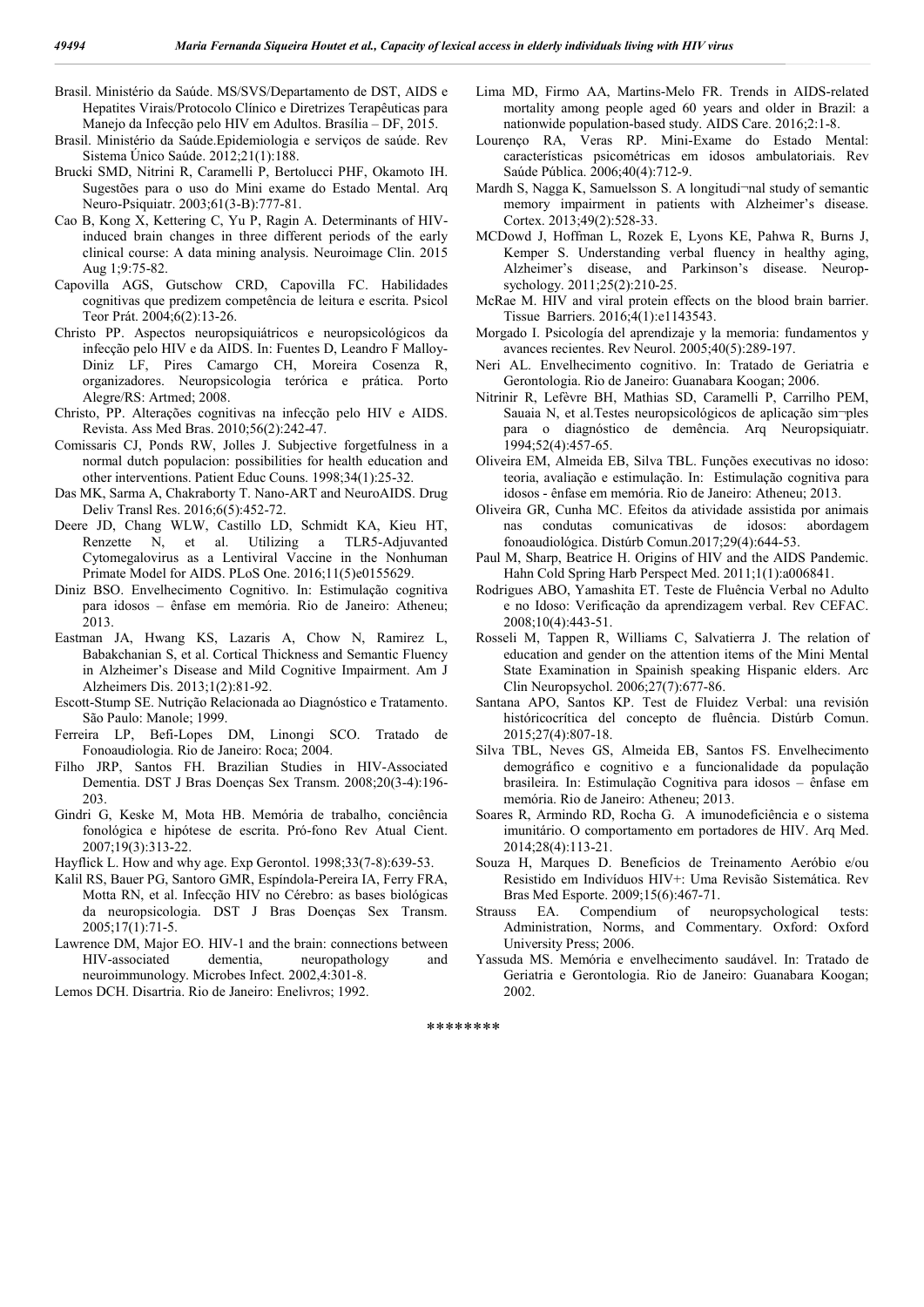Brasil. Ministério da Saúde. MS/SVS/Departamento de DST, AIDS e Hepatites Virais/Protocolo Clínico e Diretrizes Terapêuticas para Manejo da Infecção pelo HIV em Adultos. Brasília – DF, 2015.

Brasil. Ministério da Saúde.Epidemiologia e serviços de saúde. Rev Sistema Único Saúde. 2012;21(1):188.

Brucki SMD, Nitrini R, Caramelli P, Bertolucci PHF, Okamoto IH. Sugestões para o uso do Mini exame do Estado Mental. Arq Neuro-Psiquiatr. 2003;61(3-B):777-81.

Cao B, Kong X, Kettering C, Yu P, Ragin A. Determinants of HIV-induced brain changes in three different periods of the early clinical course: A data mining analysis. Neuroimage Clin. 2015 Aug 1;9:75-82.

Capovilla AGS, Gutschow CRD, Capovilla FC. Habilidades cognitivas que predizem competência de leitura e escrita. Psicol Teor Prát. 2004;6(2):13-26.

Christo PP. Aspectos neuropsiquiátricos e neuropsicológicos da infecção pelo HIV e da AIDS. In: Fuentes D, Leandro F Malloy-Diniz LF, Pires Camargo CH, Moreira Cosenza R, organizadores. Neuropsicologia terórica e prática. Porto Alegre/RS: Artmed; 2008.

Christo, PP. Alterações cognitivas na infecção pelo HIV e AIDS. Revista. Ass Med Bras. 2010;56(2):242-47.

Comissaris CJ, Ponds RW, Jolles J. Subjective forgetfulness in a normal dutch populacion: possibilities for health education and other interventions. Patient Educ Couns. 1998;34(1):25-32.

Das MK, Sarma A, Chakraborty T. Nano-ART and NeuroAIDS. Drug Deliv Transl Res. 2016;6(5):452-72.

Deere JD, Chang WLW, Castillo LD, Schmidt KA, Kieu HT, Renzette N, et al. Utilizing a TLR5-Adjuvanted Cytomegalovirus as a Lentiviral Vaccine in the Nonhuman Primate Model for AIDS. PLoS One. 2016;11(5)e0155629.

Diniz BSO. Envelhecimento Cognitivo. In: Estimulação cognitiva para idosos – ênfase em memória. Rio de Janeiro: Atheneu; 2013.

Eastman JA, Hwang KS, Lazaris A, Chow N, Ramirez L, Babakchanian S, et al. Cortical Thickness and Semantic Fluency in Alzheimer's Disease and Mild Cognitive Impairment. Am J Alzheimers Dis. 2013;1(2):81-92.

Escott-Stump SE. Nutrição Relacionada ao Diagnóstico e Tratamento. São Paulo: Manole; 1999.

Ferreira LP, Befi-Lopes DM, Linongi SCO. Tratado de Fonoaudiologia. Rio de Janeiro: Roca; 2004.

Filho JRP, Santos FH. Brazilian Studies in HIV-Associated Dementia. DST J Bras Doenças Sex Transm. 2008;20(3-4):196-203.

Gindri G, Keske M, Mota HB. Memória de trabalho, conciência fonológica e hipótese de escrita. Pró-fono Rev Atual Cient. 2007;19(3):313-22.

Hayflick L. How and why age. Exp Gerontol. 1998;33(7-8):639-53.

Kalil RS, Bauer PG, Santoro GMR, Espíndola-Pereira IA, Ferry FRA, Motta RN, et al. Infecção HIV no Cérebro: as bases biológicas da neuropsicologia. DST J Bras Doenças Sex Transm. 2005;17(1):71-5.

Lawrence DM, Major EO. HIV-1 and the brain: connections between HIV-associated dementia, neuropathology and neuroimmunology. Microbes Infect. 2002,4:301-8.

Lemos DCH. Disartria. Rio de Janeiro: Enelivros; 1992.

Lima MD, Firmo AA, Martins-Melo FR. Trends in AIDS-related mortality among people aged 60 years and older in Brazil: a nationwide population-based study. AIDS Care. 2016;2:1-8.

Lourenço RA, Veras RP. Mini-Exame do Estado Mental: características psicométricas em idosos ambulatoriais. Rev Saúde Pública. 2006;40(4):712-9.

Mardh S, Nagga K, Samuelsson S. A longitudi¬nal study of semantic memory impairment in patients with Alzheimer's disease. Cortex. 2013;49(2):528-33.

MCDowd J, Hoffman L, Rozek E, Lyons KE, Pahwa R, Burns J, Kemper S. Understanding verbal fluency in healthy aging, Alzheimer's disease, and Parkinson's disease. Neuropsychology. 2011;25(2):210-25.

McRae M. HIV and viral protein effects on the blood brain barrier. Tissue Barriers. 2016;4(1):e1143543.

Morgado I. Psicología del aprendizaje y la memoria: fundamentos y avances recientes. Rev Neurol. 2005;40(5):289-197.

Neri AL. Envelhecimento cognitivo. In: Tratado de Geriatria e Gerontologia. Rio de Janeiro: Guanabara Koogan; 2006.

Nitrinir R, Lefèvre BH, Mathias SD, Caramelli P, Carrilho PEM, Sauaia N, et al.Testes neuropsicológicos de aplicação sim¬ples para o diagnóstico de demência. Arq Neuropsiquiatr. 1994;52(4):457-65.

Oliveira EM, Almeida EB, Silva TBL. Funções executivas no idoso: teoria, avaliação e estimulação. In: Estimulação cognitiva para idosos - ênfase em memória. Rio de Janeiro: Atheneu; 2013.

Oliveira GR, Cunha MC. Efeitos da atividade assistida por animais nas condutas comunicativas de idosos: abordagem fonoaudiológica. Distúrb Comun.2017;29(4):644-53.

Paul M, Sharp, Beatrice H. Origins of HIV and the AIDS Pandemic. Hahn Cold Spring Harb Perspect Med. 2011;1(1):a006841.

Rodrigues ABO, Yamashita ET. Teste de Fluência Verbal no Adulto e no Idoso: Verificação da aprendizagem verbal. Rev CEFAC. 2008;10(4):443-51.

Rosseli M, Tappen R, Williams C, Salvatierra J. The relation of education and gender on the attention items of the Mini Mental State Examination in Spainish speaking Hispanic elders. Arc Clin Neuropsychol. 2006;27(7):677-86.

Santana APO, Santos KP. Test de Fluidez Verbal: una revisión históricocrítica del concepto de fluência. Distúrb Comun. 2015;27(4):807-18.

Silva TBL, Neves GS, Almeida EB, Santos FS. Envelhecimento demográfico e cognitivo e a funcionalidade da população brasileira. In: Estimulação Cognitiva para idosos – ênfase em memória. Rio de Janeiro: Atheneu; 2013.

Soares R, Armindo RD, Rocha G. A imunodeficiência e o sistema imunitário. O comportamento em portadores de HIV. Arq Med. 2014;28(4):113-21.

Souza H, Marques D. Benefícios de Treinamento Aeróbio e/ou Resistido em Indivíduos HIV+: Uma Revisão Sistemática. Rev Bras Med Esporte. 2009;15(6):467-71.

Strauss EA. Compendium of neuropsychological tests: Administration, Norms, and Commentary. Oxford: Oxford University Press; 2006.

Yassuda MS. Memória e envelhecimento saudável. In: Tratado de Geriatria e Gerontologia. Rio de Janeiro: Guanabara Koogan; 2002.

********